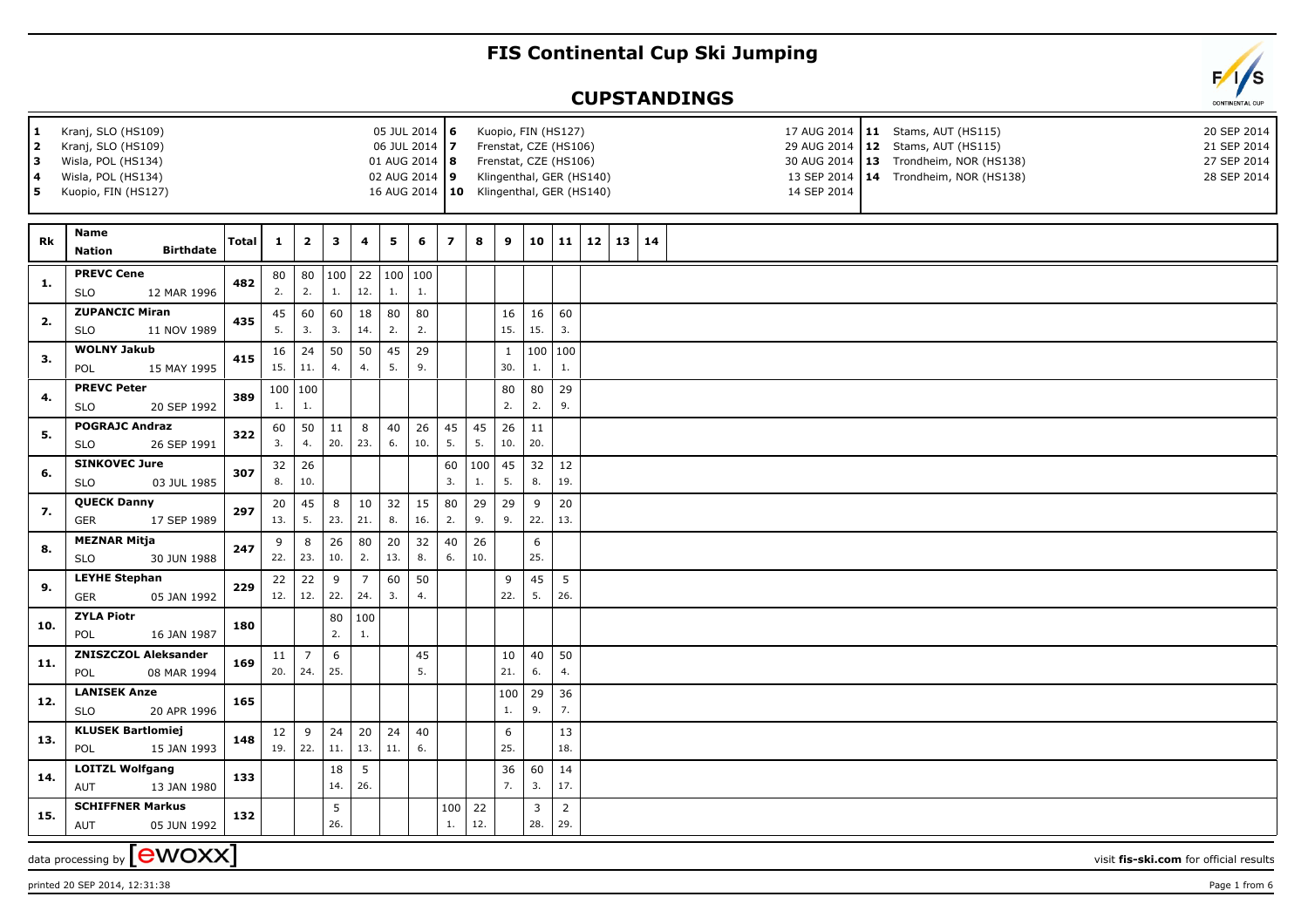# FIS Continental Cup Ski Jumping

## CUPSTANDINGS

| | | | | | |
|---|---|---|---|---|---|
| **1** Kranj, SLO (HS109) 05 JUL 2014 | **6** Kuopio, FIN (HS127) 17 AUG 2014 | **11** Stams, AUT (HS115) 20 SEP 2014 |
| **2** Kranj, SLO (HS109) 06 JUL 2014 | **7** Frenstat, CZE (HS106) 29 AUG 2014 | **12** Stams, AUT (HS115) 21 SEP 2014 |
| **3** Wisla, POL (HS134) 01 AUG 2014 | **8** Frenstat, CZE (HS106) 30 AUG 2014 | **13** Trondheim, NOR (HS138) 27 SEP 2014 |
| **4** Wisla, POL (HS134) 02 AUG 2014 | **9** Klingenthal, GER (HS140) 13 SEP 2014 | **14** Trondheim, NOR (HS138) 28 SEP 2014 |
| **5** Kuopio, FIN (HS127) 16 AUG 2014 | **10** Klingenthal, GER (HS140) 14 SEP 2014 | |

| Rk | Name / Nation / Birthdate | Total | 1 | 2 | 3 | 4 | 5 | 6 | 7 | 8 | 9 | 10 | 11 | 12 | 13 | 14 |
|---|---|---|---|---|---|---|---|---|---|---|---|---|---|---|---|---|
| 1. | **PREVC Cene** SLO 12 MAR 1996 | 482 | 80 2. | 80 2. | 100 1. | 22 12. | 100 1. | 100 1. | | | | | | | | |
| 2. | **ZUPANCIC Miran** SLO 11 NOV 1989 | 435 | 45 5. | 60 3. | 60 3. | 18 14. | 80 2. | 80 2. | | | 16 15. | 16 15. | 60 3. | | | |
| 3. | **WOLNY Jakub** POL 15 MAY 1995 | 415 | 16 15. | 24 11. | 50 4. | 50 4. | 45 5. | 29 9. | | | 1 30. | 100 1. | 100 1. | | | |
| 4. | **PREVC Peter** SLO 20 SEP 1992 | 389 | 100 1. | 100 1. | | | | | | | 80 2. | 80 2. | 29 9. | | | |
| 5. | **POGRAJC Andraz** SLO 26 SEP 1991 | 322 | 60 3. | 50 4. | 11 20. | 8 23. | 40 6. | 26 10. | 45 5. | 45 5. | 26 10. | 11 20. | | | | |
| 6. | **SINKOVEC Jure** SLO 03 JUL 1985 | 307 | 32 8. | 26 10. | | | | | 60 3. | 100 1. | 45 5. | 32 8. | 12 19. | | | |
| 7. | **QUECK Danny** GER 17 SEP 1989 | 297 | 20 13. | 45 5. | 8 23. | 10 21. | 32 8. | 15 16. | 80 2. | 29 9. | 29 9. | 9 22. | 20 13. | | | |
| 8. | **MEZNAR Mitja** SLO 30 JUN 1988 | 247 | 9 22. | 8 23. | 26 10. | 80 2. | 20 13. | 32 8. | 40 6. | 26 10. | | 6 25. | | | | |
| 9. | **LEYHE Stephan** GER 05 JAN 1992 | 229 | 22 12. | 22 12. | 9 22. | 7 24. | 60 3. | 50 4. | | | 9 22. | 45 5. | 5 26. | | | |
| 10. | **ZYLA Piotr** POL 16 JAN 1987 | 180 | | | 80 2. | 100 1. | | | | | | | | | | |
| 11. | **ZNISZCZOL Aleksander** POL 08 MAR 1994 | 169 | 11 20. | 7 24. | 6 25. | | | 45 5. | | | 10 21. | 40 6. | 50 4. | | | |
| 12. | **LANISEK Anze** SLO 20 APR 1996 | 165 | | | | | | | | | 100 1. | 29 9. | 36 7. | | | |
| 13. | **KLUSEK Bartlomiej** POL 15 JAN 1993 | 148 | 12 19. | 9 22. | 24 11. | 20 13. | 24 11. | 40 6. | | | 6 25. | | 13 18. | | | |
| 14. | **LOITZL Wolfgang** AUT 13 JAN 1980 | 133 | | | 18 14. | 5 26. | | | | | 36 7. | 60 3. | 14 17. | | | |
| 15. | **SCHIFFNER Markus** AUT 05 JUN 1992 | 132 | | | 5 26. | | | | 100 1. | 22 12. | | 3 28. | 2 29. | | | |

data processing by ewoxx

visit **fis-ski.com** for official results

printed 20 SEP 2014, 12:31:38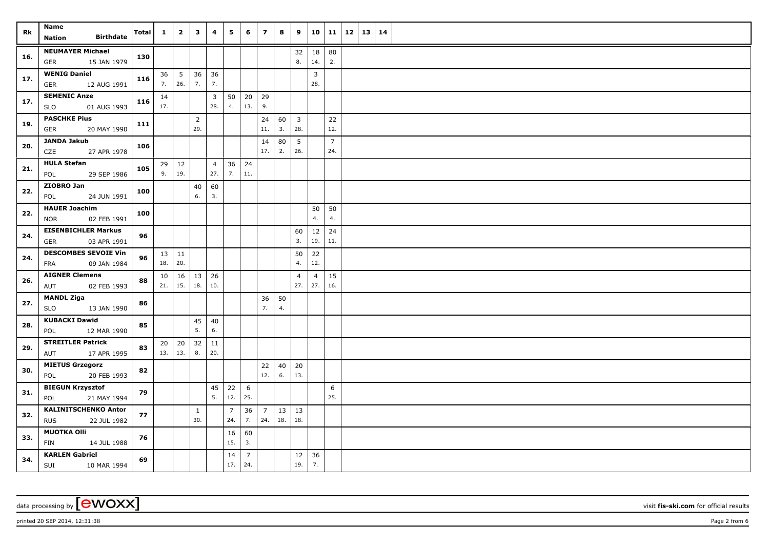| Rk | Name Nation Birthdate | Total | 1 | 2 | 3 | 4 | 5 | 6 | 7 | 8 | 9 | 10 | 11 | 12 | 13 | 14 |
|---|---|---|---|---|---|---|---|---|---|---|---|---|---|---|---|---|
| 16. | NEUMAYER Michael GER 15 JAN 1979 | 130 | | | | | | | | | 32 8. | 18 14. | 80 2. | | | |
| 17. | WENIG Daniel GER 12 AUG 1991 | 116 | 36 7. | 5 26. | 36 7. | 36 7. | | | | | | 3 28. | | | | |
| 17. | SEMENIC Anze SLO 01 AUG 1993 | 116 | 14 17. | | | 3 28. | 50 4. | 20 13. | 29 9. | | | | | | | |
| 19. | PASCHKE Pius GER 20 MAY 1990 | 111 | | | 2 29. | | | | 24 11. | 60 3. | 3 28. | | 22 12. | | | |
| 20. | JANDA Jakub CZE 27 APR 1978 | 106 | | | | | | | 14 17. | 80 2. | 5 26. | | 7 24. | | | |
| 21. | HULA Stefan POL 29 SEP 1986 | 105 | 29 9. | 12 19. | | 4 27. | 36 7. | 24 11. | | | | | | | | |
| 22. | ZIOBRO Jan POL 24 JUN 1991 | 100 | | | 40 6. | 60 3. | | | | | | | | | | |
| 22. | HAUER Joachim NOR 02 FEB 1991 | 100 | | | | | | | | | | 50 4. | 50 4. | | | |
| 24. | EISENBICHLER Markus GER 03 APR 1991 | 96 | | | | | | | | | 60 3. | 12 19. | 24 11. | | | |
| 24. | DESCOMBES SEVOIE Vin FRA 09 JAN 1984 | 96 | 13 18. | 11 20. | | | | | | | 50 4. | 22 12. | | | | |
| 26. | AIGNER Clemens AUT 02 FEB 1993 | 88 | 10 21. | 16 15. | 13 18. | 26 10. | | | | | 4 27. | 4 27. | 15 16. | | | |
| 27. | MANDL Ziga SLO 13 JAN 1990 | 86 | | | | | | | 36 7. | 50 4. | | | | | | |
| 28. | KUBACKI Dawid POL 12 MAR 1990 | 85 | | | 45 5. | 40 6. | | | | | | | | | | |
| 29. | STREITLER Patrick AUT 17 APR 1995 | 83 | 20 13. | 20 13. | 32 8. | 11 20. | | | | | | | | | | |
| 30. | MIETUS Grzegorz POL 20 FEB 1993 | 82 | | | | | | | 22 12. | 40 6. | 20 13. | | | | | |
| 31. | BIEGUN Krzysztof POL 21 MAY 1994 | 79 | | | | 45 5. | 22 12. | 6 25. | | | | | 6 25. | | | |
| 32. | KALINITSCHENKO Antor RUS 22 JUL 1982 | 77 | | | 1 30. | | 7 24. | 36 7. | 7 24. | 13 18. | 13 18. | | | | | |
| 33. | MUOTKA Olli FIN 14 JUL 1988 | 76 | | | | | 16 15. | 60 3. | | | | | | | | |
| 34. | KARLEN Gabriel SUI 10 MAR 1994 | 69 | | | | | 14 17. | 7 24. | | | 12 19. | 36 7. | | | | |

data processing by [ewoxx]

visit fis-ski.com for official results

printed 20 SEP 2014, 12:31:38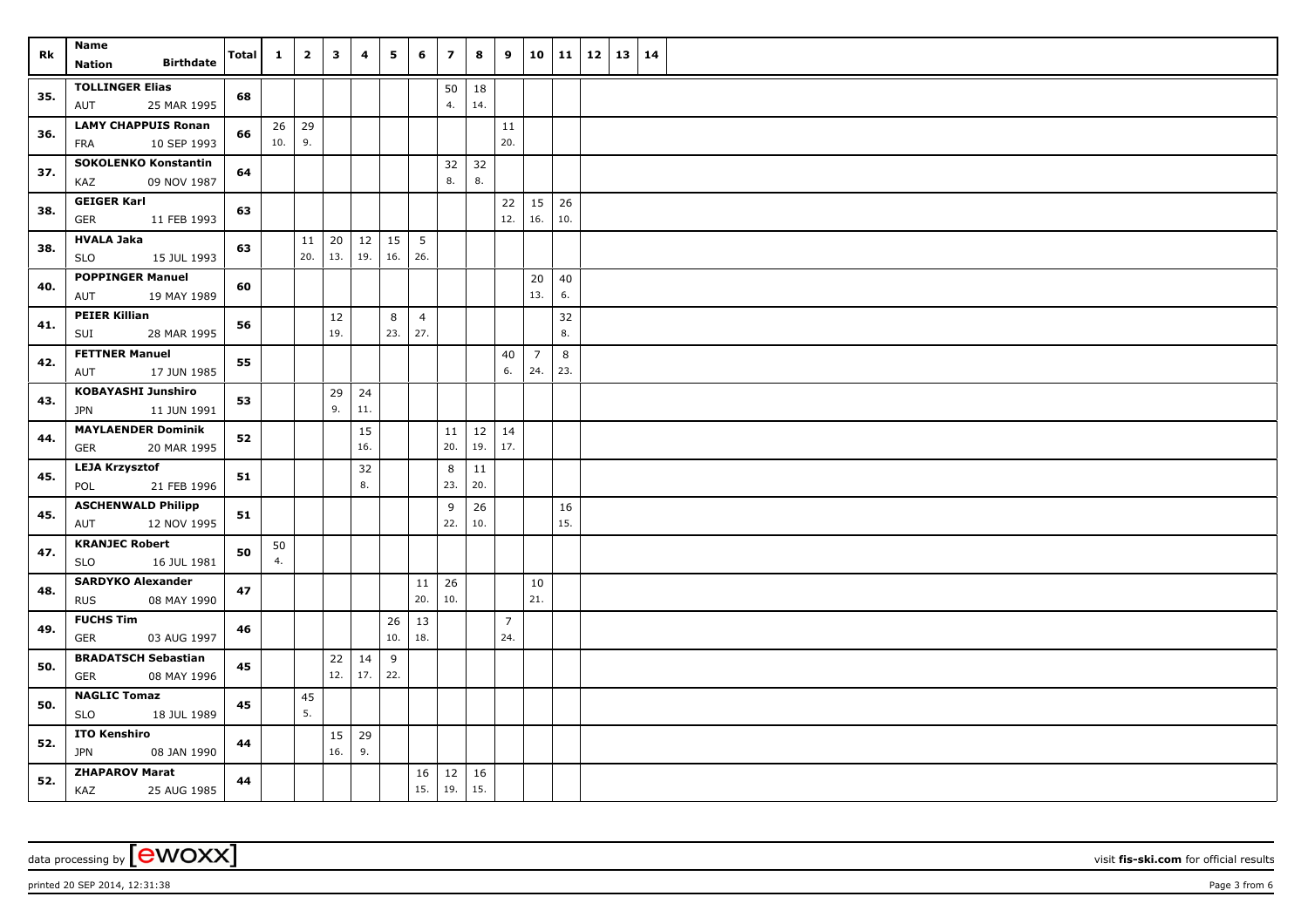| Rk | Name<br>Nation Birthdate | Total | 1 | 2 | 3 | 4 | 5 | 6 | 7 | 8 | 9 | 10 | 11 | 12 | 13 | 14 |
|---|---|---|---|---|---|---|---|---|---|---|---|---|---|---|---|---|
| 35. | TOLLINGER Elias<br>AUT 25 MAR 1995 | 68 | | | | | | | 50<br>4. | 18<br>14. | | | | | | |
| 36. | LAMY CHAPPUIS Ronan<br>FRA 10 SEP 1993 | 66 | 26<br>10. | 29<br>9. | | | | | | | 11<br>20. | | | | | |
| 37. | SOKOLENKO Konstantin<br>KAZ 09 NOV 1987 | 64 | | | | | | | 32<br>8. | 32<br>8. | | | | | | |
| 38. | GEIGER Karl<br>GER 11 FEB 1993 | 63 | | | | | | | | | 22<br>12. | 15<br>16. | 26<br>10. | | | |
| 38. | HVALA Jaka<br>SLO 15 JUL 1993 | 63 | | 11<br>20. | 20<br>13. | 12<br>19. | 15<br>16. | 5<br>26. | | | | | | | | |
| 40. | POPPINGER Manuel<br>AUT 19 MAY 1989 | 60 | | | | | | | | | | 20<br>13. | 40<br>6. | | | |
| 41. | PEIER Killian<br>SUI 28 MAR 1995 | 56 | | | 12<br>19. | | 8<br>23. | 4<br>27. | | | | | 32<br>8. | | | |
| 42. | FETTNER Manuel<br>AUT 17 JUN 1985 | 55 | | | | | | | | | 40<br>6. | 7<br>24. | 8<br>23. | | | |
| 43. | KOBAYASHI Junshiro<br>JPN 11 JUN 1991 | 53 | | | 29<br>9. | 24<br>11. | | | | | | | | | | |
| 44. | MAYLAENDER Dominik<br>GER 20 MAR 1995 | 52 | | | | 15<br>16. | | | 11<br>20. | 12<br>19. | 14<br>17. | | | | | |
| 45. | LEJA Krzysztof<br>POL 21 FEB 1996 | 51 | | | | 32<br>8. | | | 8<br>23. | 11<br>20. | | | | | | |
| 45. | ASCHENWALD Philipp<br>AUT 12 NOV 1995 | 51 | | | | | | | 9<br>22. | 26<br>10. | | | 16<br>15. | | | |
| 47. | KRANJEC Robert<br>SLO 16 JUL 1981 | 50 | 50<br>4. | | | | | | | | | | | | | |
| 48. | SARDYKO Alexander<br>RUS 08 MAY 1990 | 47 | | | | | | 11<br>20. | 26<br>10. | | | 10<br>21. | | | | |
| 49. | FUCHS Tim<br>GER 03 AUG 1997 | 46 | | | | | 26<br>10. | 13<br>18. | | | 7<br>24. | | | | | |
| 50. | BRADATSCH Sebastian<br>GER 08 MAY 1996 | 45 | | | 22<br>12. | 14<br>17. | 9<br>22. | | | | | | | | | |
| 50. | NAGLIC Tomaz<br>SLO 18 JUL 1989 | 45 | | 45<br>5. | | | | | | | | | | | | |
| 52. | ITO Kenshiro<br>JPN 08 JAN 1990 | 44 | | | 15<br>16. | 29<br>9. | | | | | | | | | | |
| 52. | ZHAPAROV Marat<br>KAZ 25 AUG 1985 | 44 | | | | | | 16<br>15. | 12<br>19. | 16<br>15. | | | | | | |

data processing by [ewoxx] visit fis-ski.com for official results

printed 20 SEP 2014, 12:31:38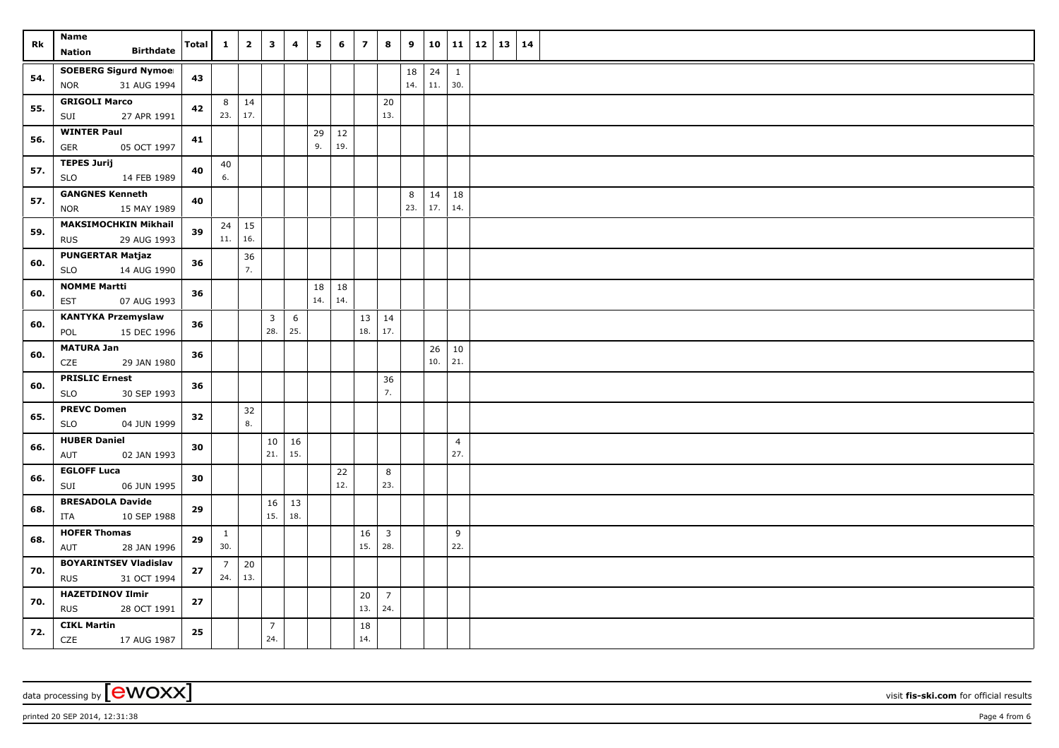| Rk | Name / Nation / Birthdate | Total | 1 | 2 | 3 | 4 | 5 | 6 | 7 | 8 | 9 | 10 | 11 | 12 | 13 | 14 |
|---|---|---|---|---|---|---|---|---|---|---|---|---|---|---|---|---|
| 54. | SOEBERG Sigurd Nymoe<br>NOR 31 AUG 1994 | 43 | | | | | | | | | 18<br>14. | 24<br>11. | 1<br>30. | | | |
| 55. | GRIGOLI Marco<br>SUI 27 APR 1991 | 42 | 8<br>23. | 14<br>17. | | | | | | 20<br>13. | | | | | | |
| 56. | WINTER Paul<br>GER 05 OCT 1997 | 41 | | | | | 29<br>9. | 12<br>19. | | | | | | | | |
| 57. | TEPES Jurij<br>SLO 14 FEB 1989 | 40 | 40<br>6. | | | | | | | | | | | | | |
| 57. | GANGNES Kenneth<br>NOR 15 MAY 1989 | 40 | | | | | | | | | 8<br>23. | 14<br>17. | 18<br>14. | | | |
| 59. | MAKSIMOCHKIN Mikhail<br>RUS 29 AUG 1993 | 39 | 24<br>11. | 15<br>16. | | | | | | | | | | | | |
| 60. | PUNGERTAR Matjaz<br>SLO 14 AUG 1990 | 36 | | 36<br>7. | | | | | | | | | | | | |
| 60. | NOMME Martti<br>EST 07 AUG 1993 | 36 | | | | | 18<br>14. | 18<br>14. | | | | | | | | |
| 60. | KANTYKA Przemyslaw<br>POL 15 DEC 1996 | 36 | | | 3<br>28. | 6<br>25. | | | 13<br>18. | 14<br>17. | | | | | | |
| 60. | MATURA Jan<br>CZE 29 JAN 1980 | 36 | | | | | | | | | | 26<br>10. | 10<br>21. | | | |
| 60. | PRISLIC Ernest<br>SLO 30 SEP 1993 | 36 | | | | | | | | 36<br>7. | | | | | | |
| 65. | PREVC Domen<br>SLO 04 JUN 1999 | 32 | | 32<br>8. | | | | | | | | | | | | |
| 66. | HUBER Daniel<br>AUT 02 JAN 1993 | 30 | | | 10<br>21. | 16<br>15. | | | | | | | 4<br>27. | | | |
| 66. | EGLOFF Luca<br>SUI 06 JUN 1995 | 30 | | | | | | 22<br>12. | | 8<br>23. | | | | | | |
| 68. | BRESADOLA Davide<br>ITA 10 SEP 1988 | 29 | | | 16<br>15. | 13<br>18. | | | | | | | | | | |
| 68. | HOFER Thomas<br>AUT 28 JAN 1996 | 29 | 1<br>30. | | | | | | 16<br>15. | 3<br>28. | | | 9<br>22. | | | |
| 70. | BOYARINTSEV Vladislav<br>RUS 31 OCT 1994 | 27 | 7<br>24. | 20<br>13. | | | | | | | | | | | | |
| 70. | HAZETDINOV Ilmir<br>RUS 28 OCT 1991 | 27 | | | | | | | 20<br>13. | 7<br>24. | | | | | | |
| 72. | CIKL Martin<br>CZE 17 AUG 1987 | 25 | | | 7<br>24. | | | | 18<br>14. | | | | | | | |

data processing by [ewoxx] visit fis-ski.com for official results

printed 20 SEP 2014, 12:31:38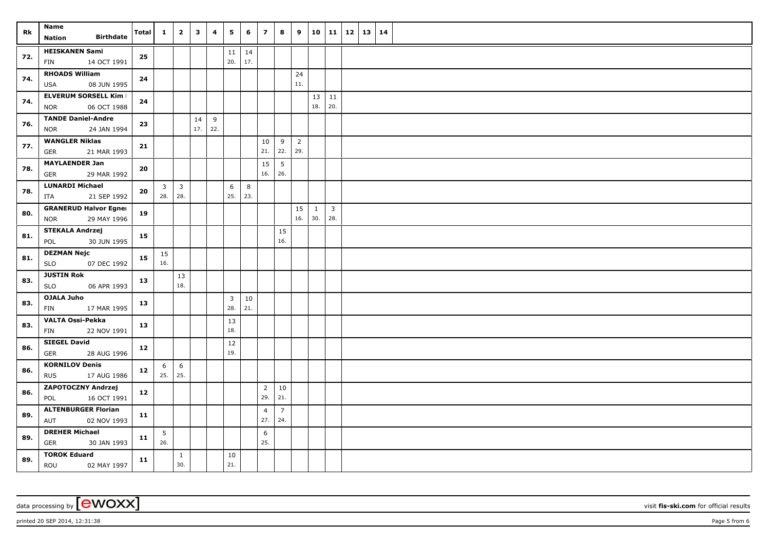| Rk | Name<br>Nation Birthdate | Total | 1 | 2 | 3 | 4 | 5 | 6 | 7 | 8 | 9 | 10 | 11 | 12 | 13 | 14 |
|---|---|---|---|---|---|---|---|---|---|---|---|---|---|---|---|---|
| 72. | HEISKANEN Sami<br>FIN 14 OCT 1991 | 25 | | | | | 11<br>20. | 14<br>17. | | | | | | | | |
| 74. | RHOADS William<br>USA 08 JUN 1995 | 24 | | | | | | | | | 24<br>11. | | | | | |
| 74. | ELVERUM SORSELL Kim<br>NOR 06 OCT 1988 | 24 | | | | | | | | | | 13<br>18. | 11<br>20. | | | |
| 76. | TANDE Daniel-Andre<br>NOR 24 JAN 1994 | 23 | | | 14<br>17. | 9<br>22. | | | | | | | | | | |
| 77. | WANGLER Niklas<br>GER 21 MAR 1993 | 21 | | | | | | | 10<br>21. | 9<br>22. | 2<br>29. | | | | | |
| 78. | MAYLAENDER Jan<br>GER 29 MAR 1992 | 20 | | | | | | | 15<br>16. | 5<br>26. | | | | | | |
| 78. | LUNARDI Michael<br>ITA 21 SEP 1992 | 20 | 3<br>28. | 3<br>28. | | | 6<br>25. | 8<br>23. | | | | | | | | |
| 80. | GRANERUD Halvor Egner<br>NOR 29 MAY 1996 | 19 | | | | | | | | | 15<br>16. | 1<br>30. | 3<br>28. | | | |
| 81. | STEKALA Andrzej<br>POL 30 JUN 1995 | 15 | | | | | | | | 15<br>16. | | | | | | |
| 81. | DEZMAN Nejc<br>SLO 07 DEC 1992 | 15 | 15<br>16. | | | | | | | | | | | | | |
| 83. | JUSTIN Rok<br>SLO 06 APR 1993 | 13 | | 13<br>18. | | | | | | | | | | | | |
| 83. | OJALA Juho<br>FIN 17 MAR 1995 | 13 | | | | | 3<br>28. | 10<br>21. | | | | | | | | |
| 83. | VALTA Ossi-Pekka<br>FIN 22 NOV 1991 | 13 | | | | | 13<br>18. | | | | | | | | | |
| 86. | SIEGEL David<br>GER 28 AUG 1996 | 12 | | | | | 12<br>19. | | | | | | | | | |
| 86. | KORNILOV Denis<br>RUS 17 AUG 1986 | 12 | 6<br>25. | 6<br>25. | | | | | | | | | | | | |
| 86. | ZAPOTOCZNY Andrzej<br>POL 16 OCT 1991 | 12 | | | | | | | 2<br>29. | 10<br>21. | | | | | | |
| 89. | ALTENBURGER Florian<br>AUT 02 NOV 1993 | 11 | | | | | | | 4<br>27. | 7<br>24. | | | | | | |
| 89. | DREHER Michael<br>GER 30 JAN 1993 | 11 | 5<br>26. | | | | | | 6<br>25. | | | | | | | |
| 89. | TOROK Eduard<br>ROU 02 MAY 1997 | 11 | | 1<br>30. | | | 10<br>21. | | | | | | | | | |

data processing by [ewoxx] visit fis-ski.com for official results

printed 20 SEP 2014, 12:31:38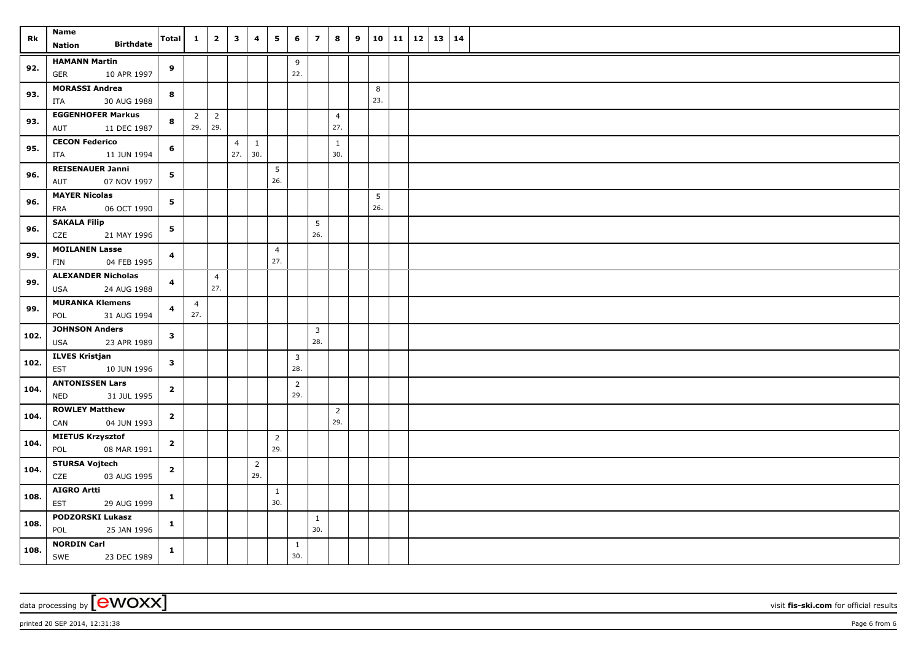| Rk | Name<br>Nation Birthdate | Total | 1 | 2 | 3 | 4 | 5 | 6 | 7 | 8 | 9 | 10 | 11 | 12 | 13 | 14 |
|---|---|---|---|---|---|---|---|---|---|---|---|---|---|---|---|---|
| 92. | HAMANN Martin<br>GER 10 APR 1997 | 9 | | | | | | 9<br>22. | | | | | | | | |
| 93. | MORASSI Andrea<br>ITA 30 AUG 1988 | 8 | | | | | | | | | | 8<br>23. | | | | |
| 93. | EGGENHOFER Markus<br>AUT 11 DEC 1987 | 8 | 2<br>29. | 2<br>29. | | | | | | 4<br>27. | | | | | | |
| 95. | CECON Federico<br>ITA 11 JUN 1994 | 6 | | | 4<br>27. | 1<br>30. | | | | 1<br>30. | | | | | | |
| 96. | REISENAUER Janni<br>AUT 07 NOV 1997 | 5 | | | | | 5<br>26. | | | | | | | | | |
| 96. | MAYER Nicolas<br>FRA 06 OCT 1990 | 5 | | | | | | | | | | 5<br>26. | | | | |
| 96. | SAKALA Filip<br>CZE 21 MAY 1996 | 5 | | | | | | | 5<br>26. | | | | | | | |
| 99. | MOILANEN Lasse<br>FIN 04 FEB 1995 | 4 | | | | | 4<br>27. | | | | | | | | | |
| 99. | ALEXANDER Nicholas<br>USA 24 AUG 1988 | 4 | | 4<br>27. | | | | | | | | | | | | |
| 99. | MURANKA Klemens<br>POL 31 AUG 1994 | 4 | 4<br>27. | | | | | | | | | | | | | |
| 102. | JOHNSON Anders<br>USA 23 APR 1989 | 3 | | | | | | | 3<br>28. | | | | | | | |
| 102. | ILVES Kristjan<br>EST 10 JUN 1996 | 3 | | | | | | 3<br>28. | | | | | | | | |
| 104. | ANTONISSEN Lars<br>NED 31 JUL 1995 | 2 | | | | | | 2<br>29. | | | | | | | | |
| 104. | ROWLEY Matthew<br>CAN 04 JUN 1993 | 2 | | | | | | | | 2<br>29. | | | | | | |
| 104. | MIETUS Krzysztof<br>POL 08 MAR 1991 | 2 | | | | | 2<br>29. | | | | | | | | | |
| 104. | STURSA Vojtech<br>CZE 03 AUG 1995 | 2 | | | | 2<br>29. | | | | | | | | | | |
| 108. | AIGRO Artti<br>EST 29 AUG 1999 | 1 | | | | | 1<br>30. | | | | | | | | | |
| 108. | PODZORSKI Lukasz<br>POL 25 JAN 1996 | 1 | | | | | | | 1<br>30. | | | | | | | |
| 108. | NORDIN Carl<br>SWE 23 DEC 1989 | 1 | | | | | | 1<br>30. | | | | | | | | |

data processing by [ewoxx] visit fis-ski.com for official results

printed 20 SEP 2014, 12:31:38